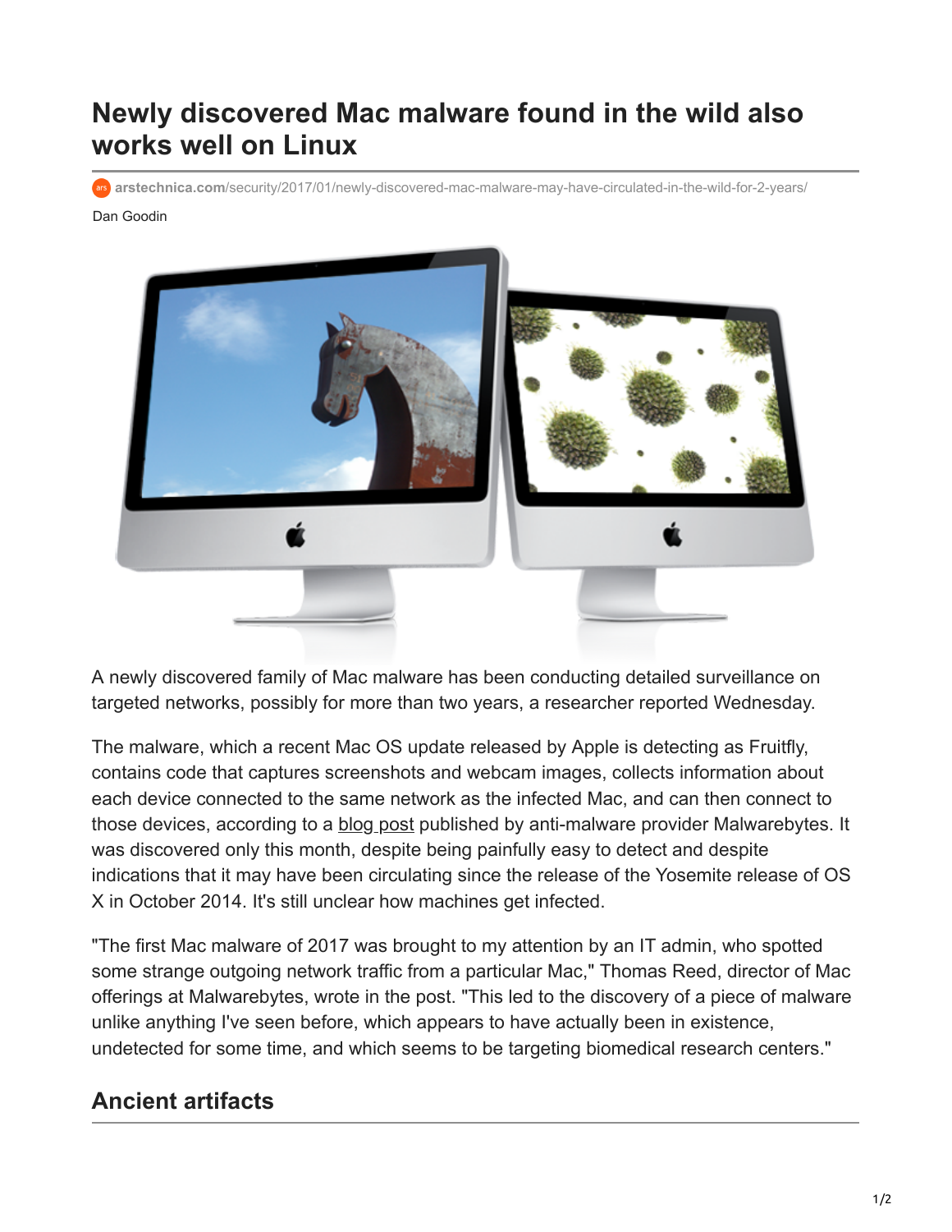# Newly discovered Mac malware found in the wild also works well on Linux

arstechnica.com/security/2017/01/newly-discovered-mac-malware-may-have-circulated-in-the-wild-for-2-years/

Dan Goodin

A newly discovered family of Mac malware has been conducting detailed surveillance on targeted networks, possibly for more than two years, a researcher reported Wednesday.

The malware, which a recent Mac OS update released by Apple is detecting as Fruitfly, contains code that captures screenshots and webcam images, collects information about each device connected to the same network as the infected Mac, and can then connect to those devices, according to a blog post published by anti-malware provider Malwarebytes. It was discovered only this month, despite being painfully easy to detect and despite indications that it may have been circulating since the release of the Yosemite release of OS X in October 2014. It's still unclear how machines get infected.

"The first Mac malware of 2017 was brought to my attention by an IT admin, who spotted some strange outgoing network traffic from a particular Mac," Thomas Reed, director of Mac offerings at Malwarebytes, wrote in the post. "This led to the discovery of a piece of malware unlike anything I've seen before, which appears to have actually been in existence, undetected for some time, and which seems to be targeting biomedical research centers."

## Ancient artifacts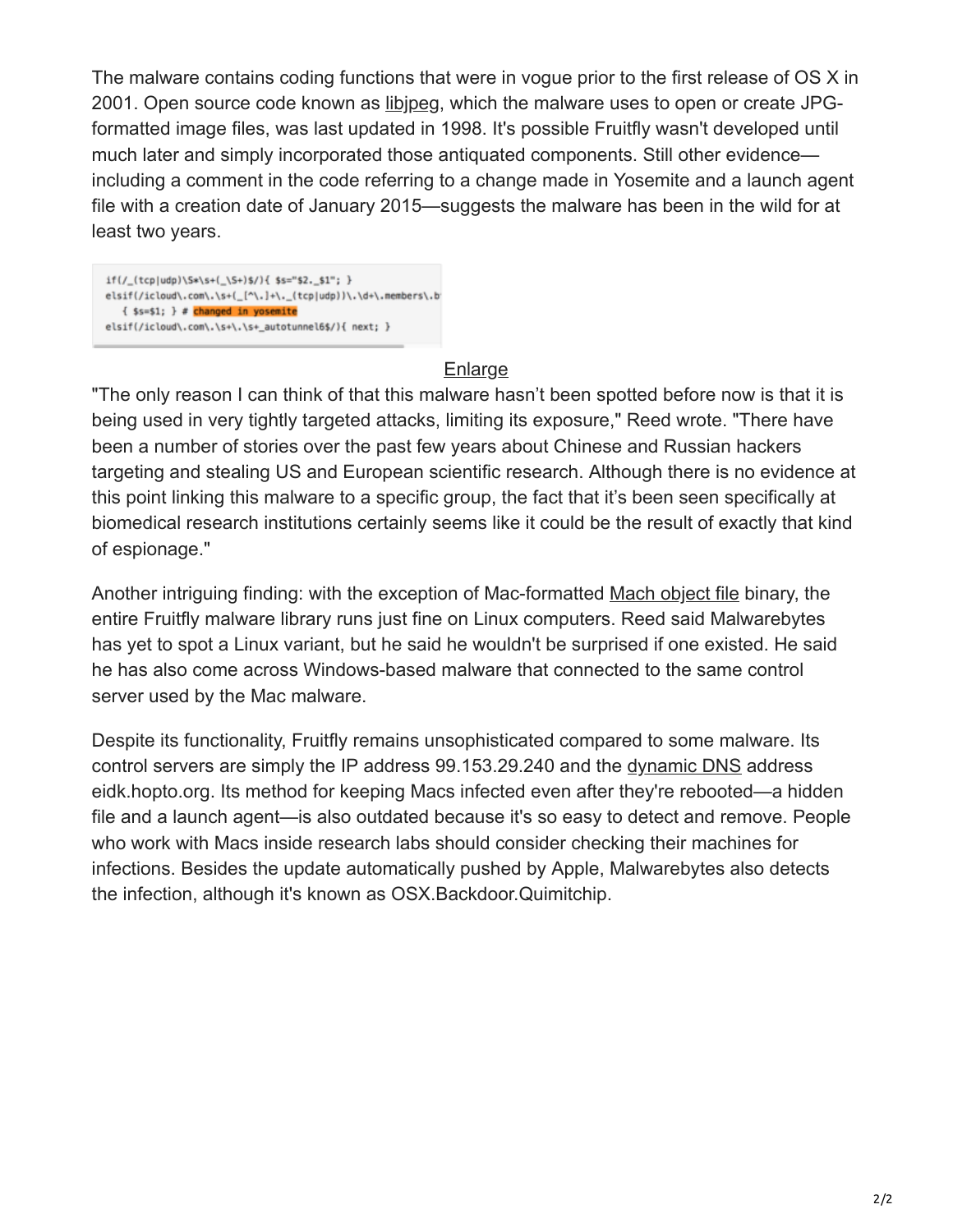The malware contains coding functions that were in vogue prior to the first release of OS X in 2001. Open source code known as libjpeg, which the malware uses to open or create JPG-formatted image files, was last updated in 1998. It's possible Fruitfly wasn't developed until much later and simply incorporated those antiquated components. Still other evidence—including a comment in the code referring to a change made in Yosemite and a launch agent file with a creation date of January 2015—suggests the malware has been in the wild for at least two years.

```
if(/_(tcp|udp)\S*\s+(_\S+)$/){ $s="$2._$1"; }
elsif(/icloud\.com\.\s+(_[^\.]+\._(tcp|udp))\.\d+\.members\.b
   { $s=$1; } # changed in yosemite
elsif(/icloud\.com\.\s+\.\s+_autotunnel6$/){ next; }
```

Enlarge

"The only reason I can think of that this malware hasn't been spotted before now is that it is being used in very tightly targeted attacks, limiting its exposure," Reed wrote. "There have been a number of stories over the past few years about Chinese and Russian hackers targeting and stealing US and European scientific research. Although there is no evidence at this point linking this malware to a specific group, the fact that it's been seen specifically at biomedical research institutions certainly seems like it could be the result of exactly that kind of espionage."

Another intriguing finding: with the exception of Mac-formatted Mach object file binary, the entire Fruitfly malware library runs just fine on Linux computers. Reed said Malwarebytes has yet to spot a Linux variant, but he said he wouldn't be surprised if one existed. He said he has also come across Windows-based malware that connected to the same control server used by the Mac malware.

Despite its functionality, Fruitfly remains unsophisticated compared to some malware. Its control servers are simply the IP address 99.153.29.240 and the dynamic DNS address eidk.hopto.org. Its method for keeping Macs infected even after they're rebooted—a hidden file and a launch agent—is also outdated because it's so easy to detect and remove. People who work with Macs inside research labs should consider checking their machines for infections. Besides the update automatically pushed by Apple, Malwarebytes also detects the infection, although it's known as OSX.Backdoor.Quimitchip.